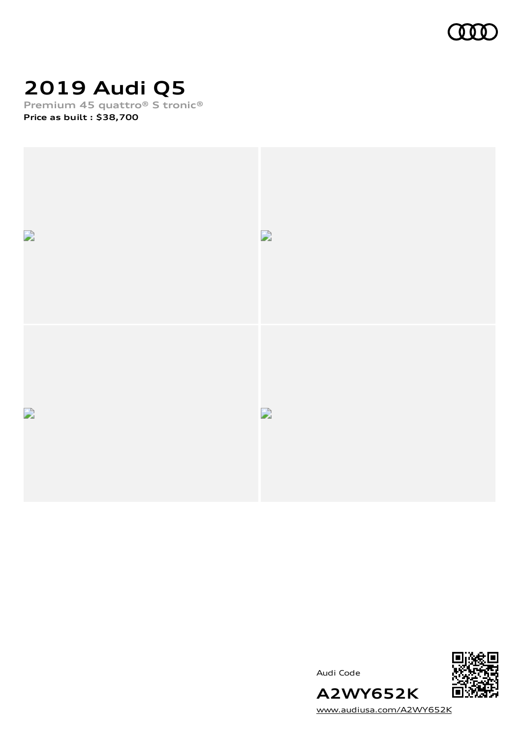# 2019 Audi Q5

Premium 45 quattro® S tronic®

**Price as built : $38,700**

Audi Code

**A2WY652K**

www.audiusa.com/A2WY652K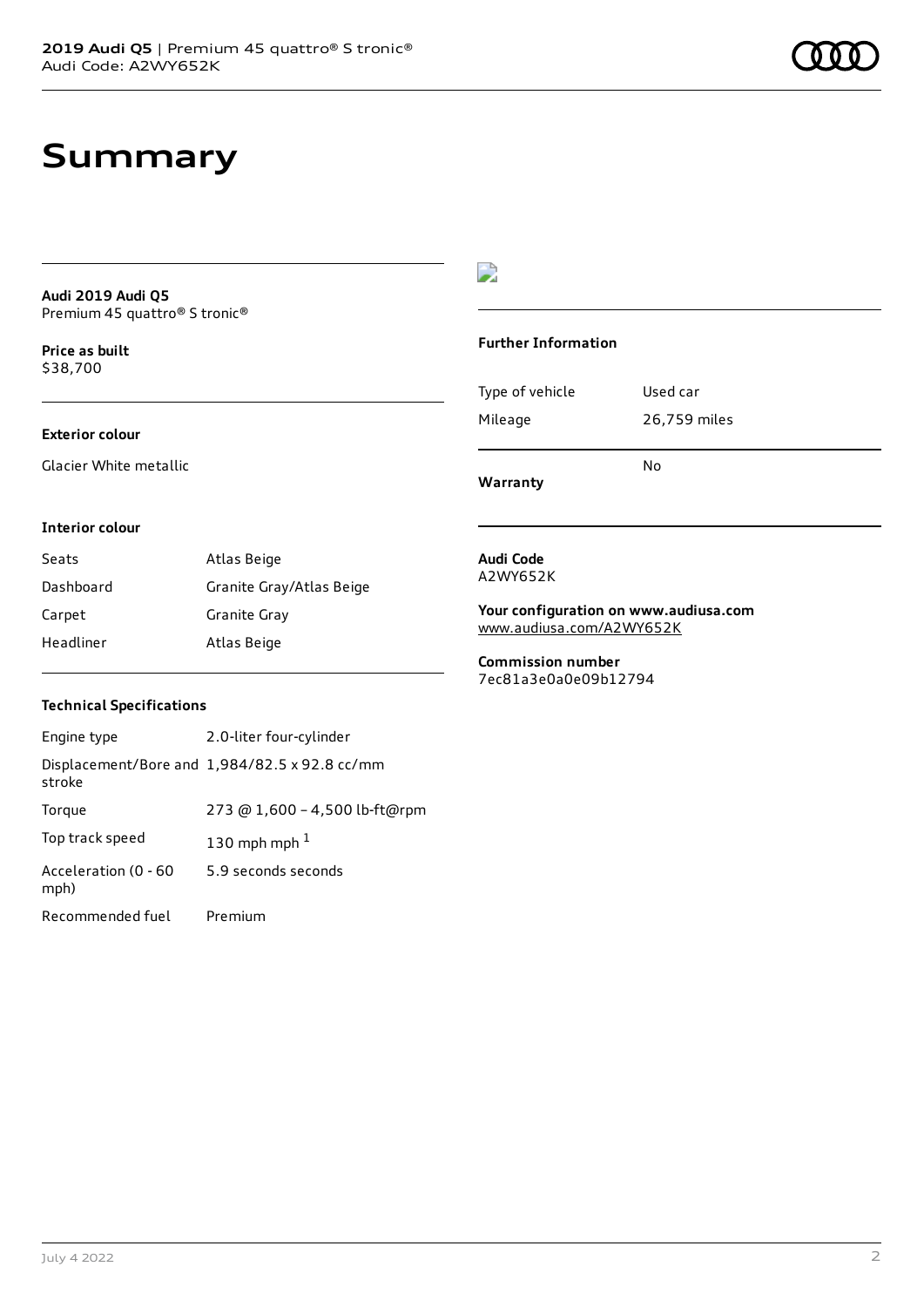# Summary

**Audi 2019 Audi Q5**
Premium 45 quattro® S tronic®

**Price as built**
$38,700

### Exterior colour

Glacier White metallic

### Interior colour

| | |
|---|---|
| Seats | Atlas Beige |
| Dashboard | Granite Gray/Atlas Beige |
| Carpet | Granite Gray |
| Headliner | Atlas Beige |

### Technical Specifications

| | |
|---|---|
| Engine type | 2.0-liter four-cylinder |
| Displacement/Bore and stroke | 1,984/82.5 x 92.8 cc/mm |
| Torque | 273 @ 1,600 – 4,500 lb-ft@rpm |
| Top track speed | 130 mph mph [1] |
| Acceleration (0 - 60 mph) | 5.9 seconds seconds |
| Recommended fuel | Premium |

### Further Information

| | |
|---|---|
| Type of vehicle | Used car |
| Mileage | 26,759 miles |
| **Warranty** | No |

**Audi Code**
A2WY652K

**Your configuration on www.audiusa.com**
www.audiusa.com/A2WY652K

**Commission number**
7ec81a3e0a0e09b12794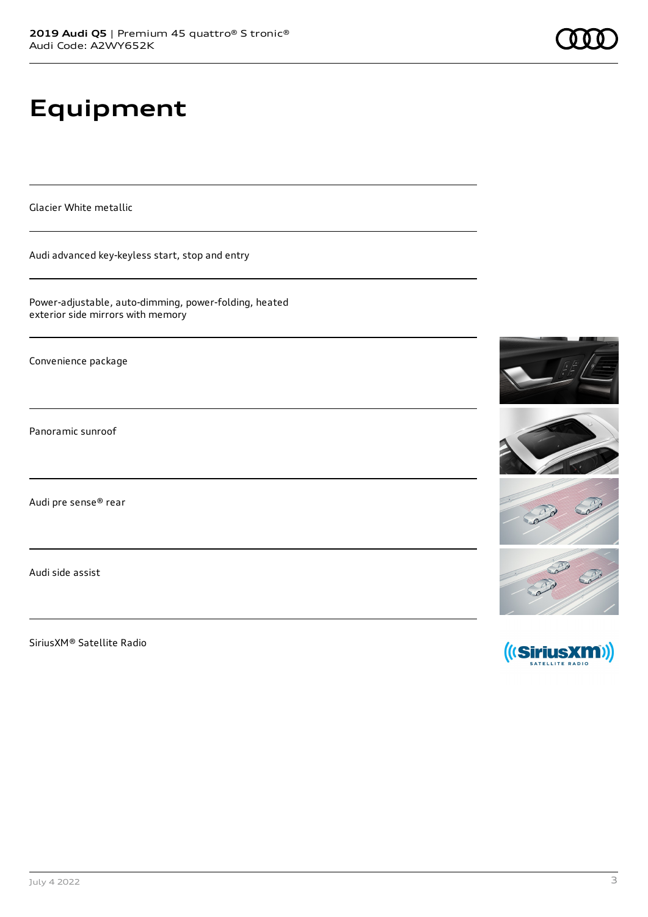# Equipment

Glacier White metallic

Audi advanced key-keyless start, stop and entry

Power-adjustable, auto-dimming, power-folding, heated exterior side mirrors with memory

Convenience package

Panoramic sunroof

Audi pre sense® rear

Audi side assist

SiriusXM® Satellite Radio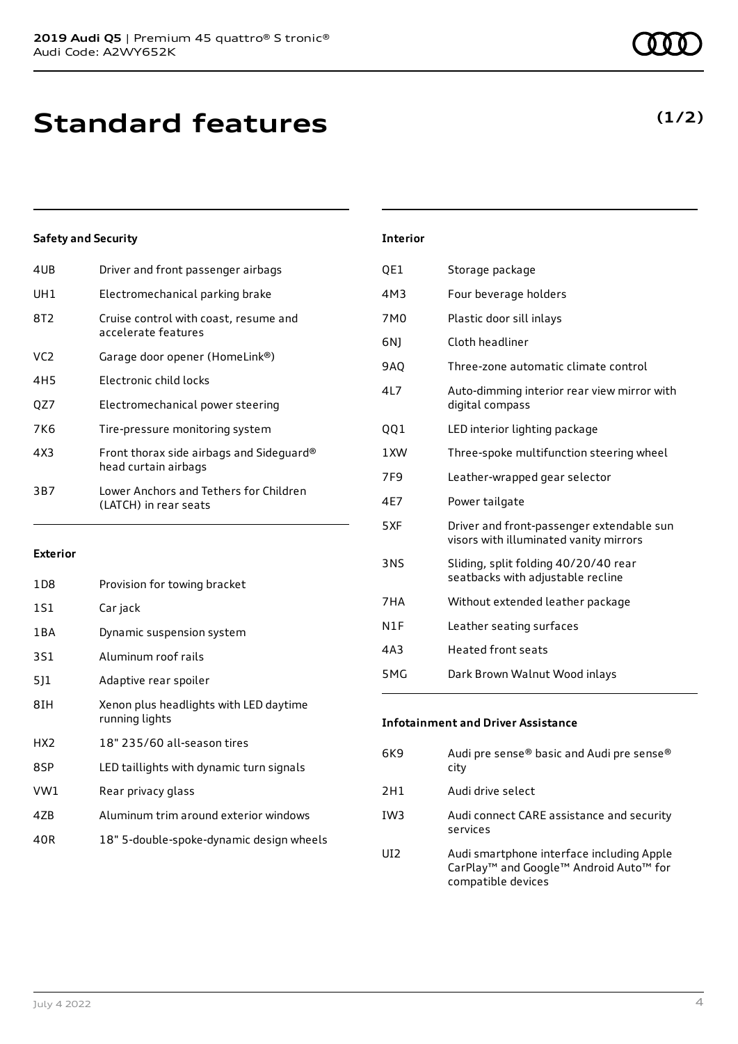# Standard features

**(1/2)**

### Safety and Security

| | |
|---|---|
| 4UB | Driver and front passenger airbags |
| UH1 | Electromechanical parking brake |
| 8T2 | Cruise control with coast, resume and accelerate features |
| VC2 | Garage door opener (HomeLink®) |
| 4H5 | Electronic child locks |
| QZ7 | Electromechanical power steering |
| 7K6 | Tire-pressure monitoring system |
| 4X3 | Front thorax side airbags and Sideguard® head curtain airbags |
| 3B7 | Lower Anchors and Tethers for Children (LATCH) in rear seats |

### Exterior

| | |
|---|---|
| 1D8 | Provision for towing bracket |
| 1S1 | Car jack |
| 1BA | Dynamic suspension system |
| 3S1 | Aluminum roof rails |
| 5J1 | Adaptive rear spoiler |
| 8IH | Xenon plus headlights with LED daytime running lights |
| HX2 | 18" 235/60 all-season tires |
| 8SP | LED taillights with dynamic turn signals |
| VW1 | Rear privacy glass |
| 4ZB | Aluminum trim around exterior windows |
| 40R | 18" 5-double-spoke-dynamic design wheels |

### Interior

| | |
|---|---|
| QE1 | Storage package |
| 4M3 | Four beverage holders |
| 7M0 | Plastic door sill inlays |
| 6NJ | Cloth headliner |
| 9AQ | Three-zone automatic climate control |
| 4L7 | Auto-dimming interior rear view mirror with digital compass |
| QQ1 | LED interior lighting package |
| 1XW | Three-spoke multifunction steering wheel |
| 7F9 | Leather-wrapped gear selector |
| 4E7 | Power tailgate |
| 5XF | Driver and front-passenger extendable sun visors with illuminated vanity mirrors |
| 3NS | Sliding, split folding 40/20/40 rear seatbacks with adjustable recline |
| 7HA | Without extended leather package |
| N1F | Leather seating surfaces |
| 4A3 | Heated front seats |
| 5MG | Dark Brown Walnut Wood inlays |

### Infotainment and Driver Assistance

| | |
|---|---|
| 6K9 | Audi pre sense® basic and Audi pre sense® city |
| 2H1 | Audi drive select |
| IW3 | Audi connect CARE assistance and security services |
| UI2 | Audi smartphone interface including Apple CarPlay™ and Google™ Android Auto™ for compatible devices |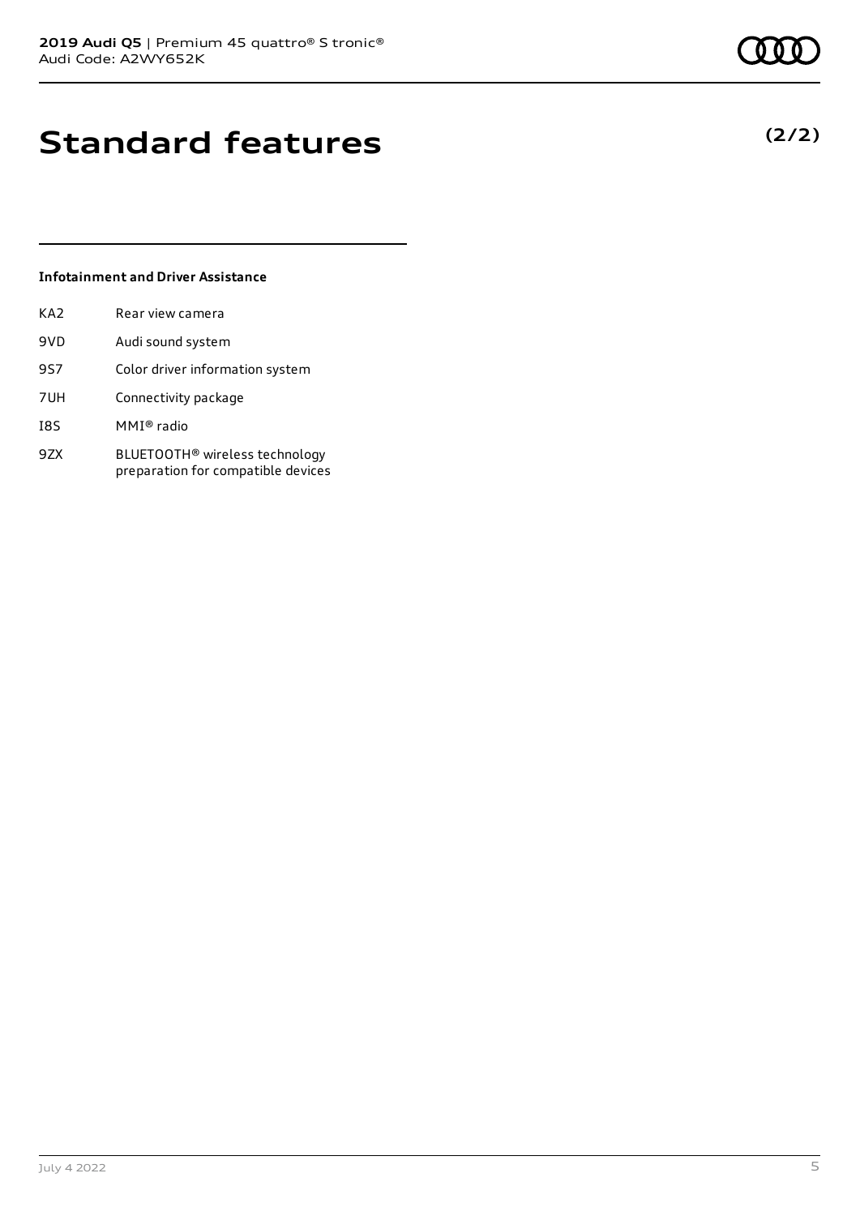# Standard features

**(2/2)**

### Infotainment and Driver Assistance

| | |
|---|---|
| KA2 | Rear view camera |
| 9VD | Audi sound system |
| 9S7 | Color driver information system |
| 7UH | Connectivity package |
| I8S | MMI® radio |
| 9ZX | BLUETOOTH® wireless technology preparation for compatible devices |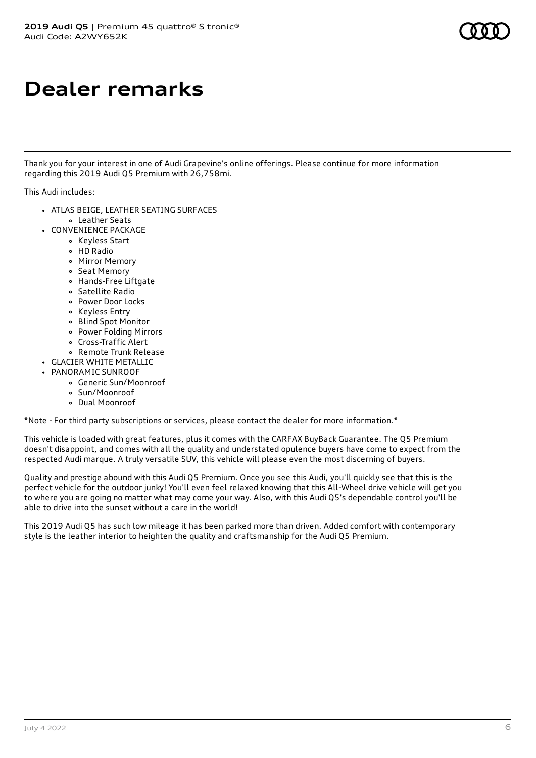# Dealer remarks

Thank you for your interest in one of Audi Grapevine's online offerings. Please continue for more information regarding this 2019 Audi Q5 Premium with 26,758mi.

This Audi includes:

- ATLAS BEIGE, LEATHER SEATING SURFACES
  - Leather Seats
- CONVENIENCE PACKAGE
  - Keyless Start
  - HD Radio
  - Mirror Memory
  - Seat Memory
  - Hands-Free Liftgate
  - Satellite Radio
  - Power Door Locks
  - Keyless Entry
  - Blind Spot Monitor
  - Power Folding Mirrors
  - Cross-Traffic Alert
  - Remote Trunk Release
- GLACIER WHITE METALLIC
- PANORAMIC SUNROOF
  - Generic Sun/Moonroof
  - Sun/Moonroof
  - Dual Moonroof

*Note - For third party subscriptions or services, please contact the dealer for more information.*

This vehicle is loaded with great features, plus it comes with the CARFAX BuyBack Guarantee. The Q5 Premium doesn't disappoint, and comes with all the quality and understated opulence buyers have come to expect from the respected Audi marque. A truly versatile SUV, this vehicle will please even the most discerning of buyers.

Quality and prestige abound with this Audi Q5 Premium. Once you see this Audi, you'll quickly see that this is the perfect vehicle for the outdoor junky! You'll even feel relaxed knowing that this All-Wheel drive vehicle will get you to where you are going no matter what may come your way. Also, with this Audi Q5's dependable control you'll be able to drive into the sunset without a care in the world!

This 2019 Audi Q5 has such low mileage it has been parked more than driven. Added comfort with contemporary style is the leather interior to heighten the quality and craftsmanship for the Audi Q5 Premium.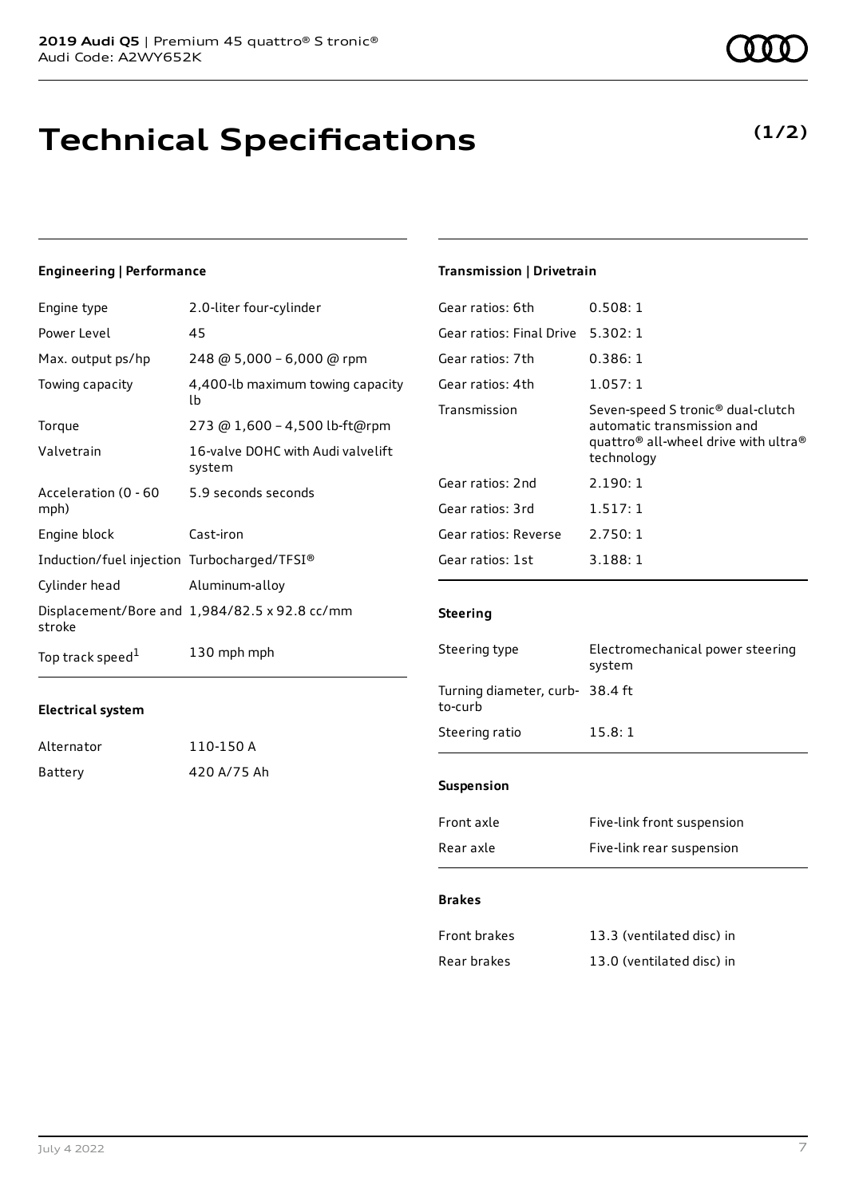# Technical Specifications

**(1/2)**

### Engineering | Performance

| | |
|---|---|
| Engine type | 2.0-liter four-cylinder |
| Power Level | 45 |
| Max. output ps/hp | 248 @ 5,000 – 6,000 @ rpm |
| Towing capacity | 4,400-lb maximum towing capacity lb |
| Torque | 273 @ 1,600 – 4,500 lb-ft@rpm |
| Valvetrain | 16-valve DOHC with Audi valvelift system |
| Acceleration (0 - 60 mph) | 5.9 seconds seconds |
| Engine block | Cast-iron |
| Induction/fuel injection | Turbocharged/TFSI® |
| Cylinder head | Aluminum-alloy |
| Displacement/Bore and stroke | 1,984/82.5 x 92.8 cc/mm |
| Top track speed[1] | 130 mph mph |

### Electrical system

| | |
|---|---|
| Alternator | 110-150 A |
| Battery | 420 A/75 Ah |

### Transmission | Drivetrain

| | |
|---|---|
| Gear ratios: 6th | 0.508: 1 |
| Gear ratios: Final Drive | 5.302: 1 |
| Gear ratios: 7th | 0.386: 1 |
| Gear ratios: 4th | 1.057: 1 |
| Transmission | Seven-speed S tronic® dual-clutch automatic transmission and quattro® all-wheel drive with ultra® technology |
| Gear ratios: 2nd | 2.190: 1 |
| Gear ratios: 3rd | 1.517: 1 |
| Gear ratios: Reverse | 2.750: 1 |
| Gear ratios: 1st | 3.188: 1 |

### Steering

| | |
|---|---|
| Steering type | Electromechanical power steering system |
| Turning diameter, curb-to-curb | 38.4 ft |
| Steering ratio | 15.8: 1 |

### Suspension

| | |
|---|---|
| Front axle | Five-link front suspension |
| Rear axle | Five-link rear suspension |

### Brakes

| | |
|---|---|
| Front brakes | 13.3 (ventilated disc) in |
| Rear brakes | 13.0 (ventilated disc) in |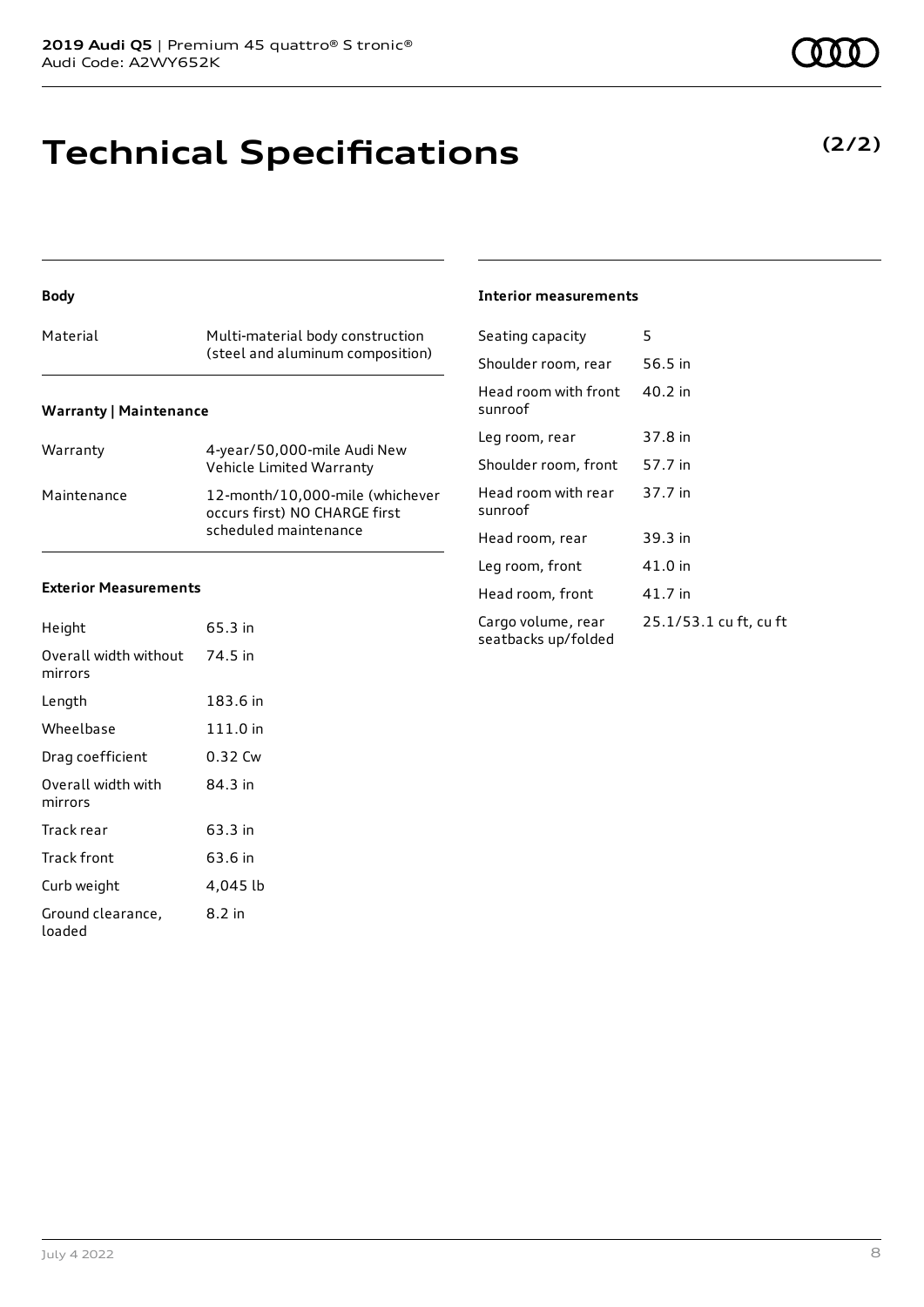# Technical Specifications

**(2/2)**

### Body

| Material | Multi-material body construction (steel and aluminum composition) |
|---|---|

### Warranty | Maintenance

| Warranty | 4-year/50,000-mile Audi New Vehicle Limited Warranty |
|---|---|
| Maintenance | 12-month/10,000-mile (whichever occurs first) NO CHARGE first scheduled maintenance |

### Exterior Measurements

| Height | 65.3 in |
|---|---|
| Overall width without mirrors | 74.5 in |
| Length | 183.6 in |
| Wheelbase | 111.0 in |
| Drag coefficient | 0.32 Cw |
| Overall width with mirrors | 84.3 in |
| Track rear | 63.3 in |
| Track front | 63.6 in |
| Curb weight | 4,045 lb |
| Ground clearance, loaded | 8.2 in |

### Interior measurements

| Seating capacity | 5 |
|---|---|
| Shoulder room, rear | 56.5 in |
| Head room with front sunroof | 40.2 in |
| Leg room, rear | 37.8 in |
| Shoulder room, front | 57.7 in |
| Head room with rear sunroof | 37.7 in |
| Head room, rear | 39.3 in |
| Leg room, front | 41.0 in |
| Head room, front | 41.7 in |
| Cargo volume, rear seatbacks up/folded | 25.1/53.1 cu ft, cu ft |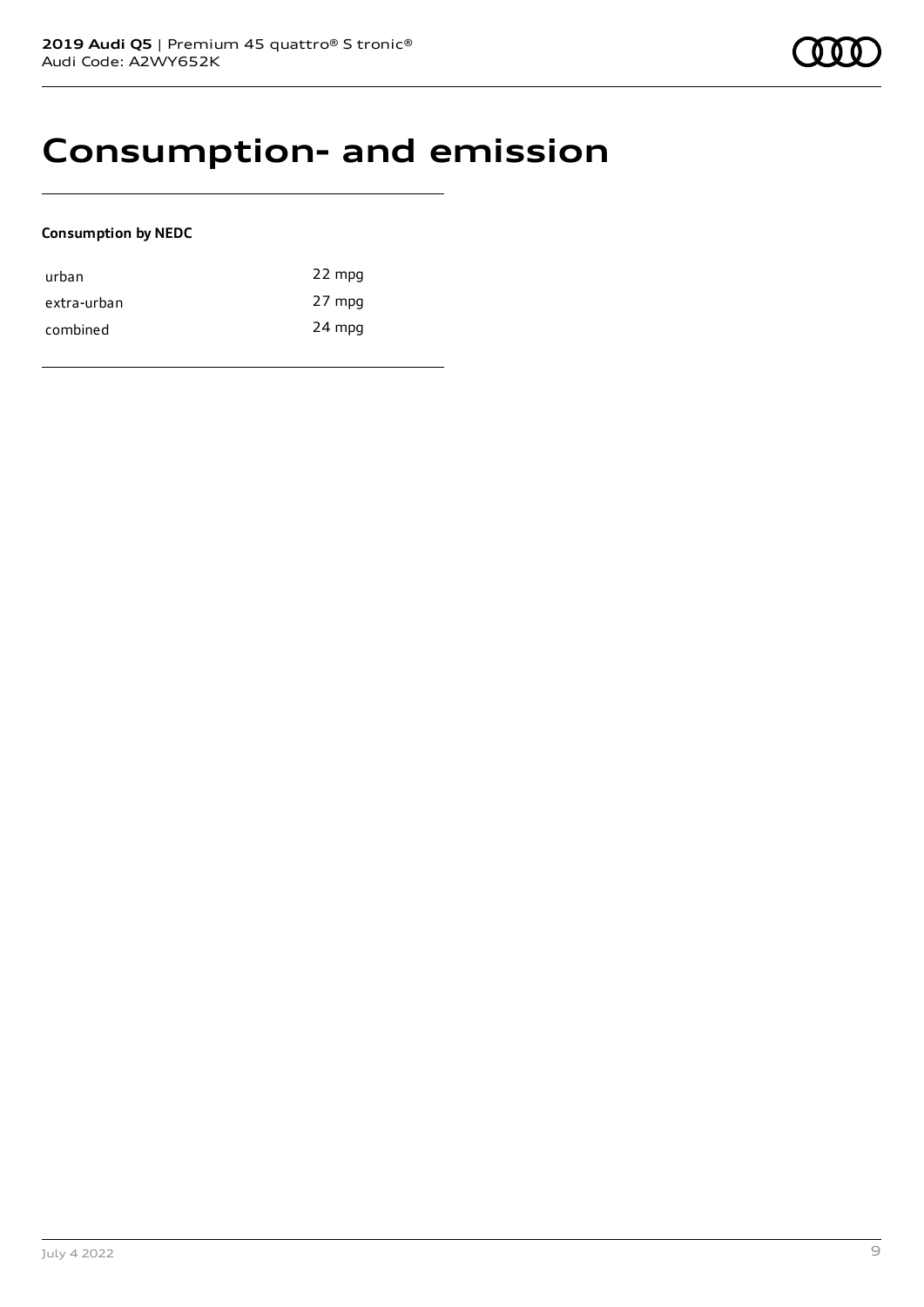# Consumption- and emission

**Consumption by NEDC**

| | |
|---|---|
| urban | 22 mpg |
| extra-urban | 27 mpg |
| combined | 24 mpg |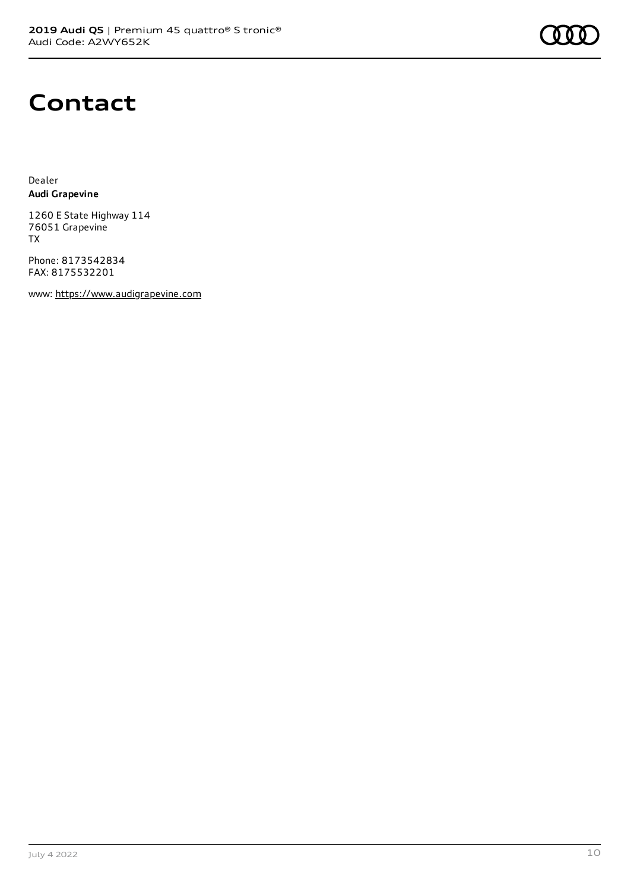# Contact

Dealer
**Audi Grapevine**

1260 E State Highway 114
76051 Grapevine
TX

Phone: 8173542834
FAX: 8175532201

www: https://www.audigrapevine.com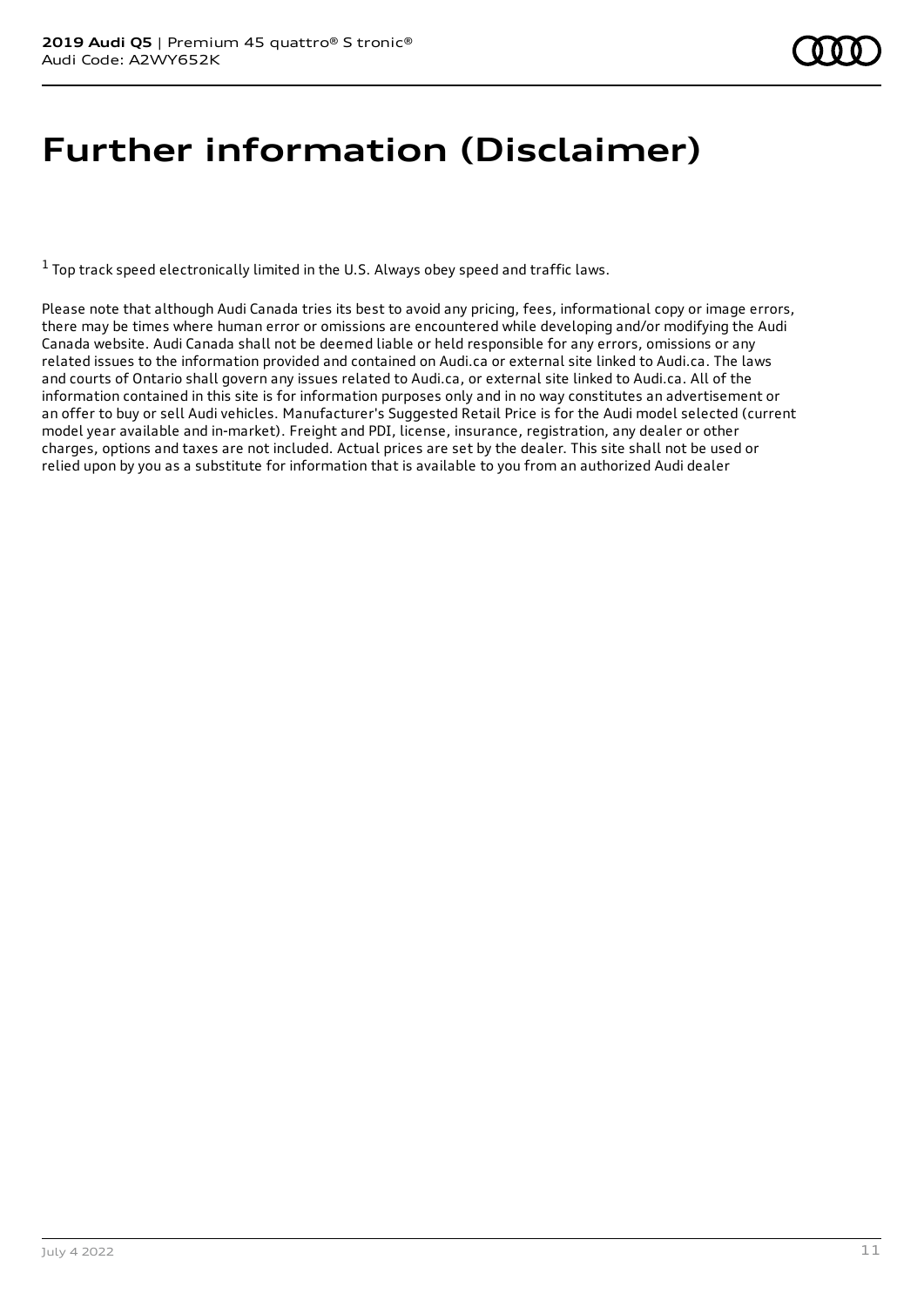# Further information (Disclaimer)

[1] Top track speed electronically limited in the U.S. Always obey speed and traffic laws.

Please note that although Audi Canada tries its best to avoid any pricing, fees, informational copy or image errors, there may be times where human error or omissions are encountered while developing and/or modifying the Audi Canada website. Audi Canada shall not be deemed liable or held responsible for any errors, omissions or any related issues to the information provided and contained on Audi.ca or external site linked to Audi.ca. The laws and courts of Ontario shall govern any issues related to Audi.ca, or external site linked to Audi.ca. All of the information contained in this site is for information purposes only and in no way constitutes an advertisement or an offer to buy or sell Audi vehicles. Manufacturer's Suggested Retail Price is for the Audi model selected (current model year available and in-market). Freight and PDI, license, insurance, registration, any dealer or other charges, options and taxes are not included. Actual prices are set by the dealer. This site shall not be used or relied upon by you as a substitute for information that is available to you from an authorized Audi dealer